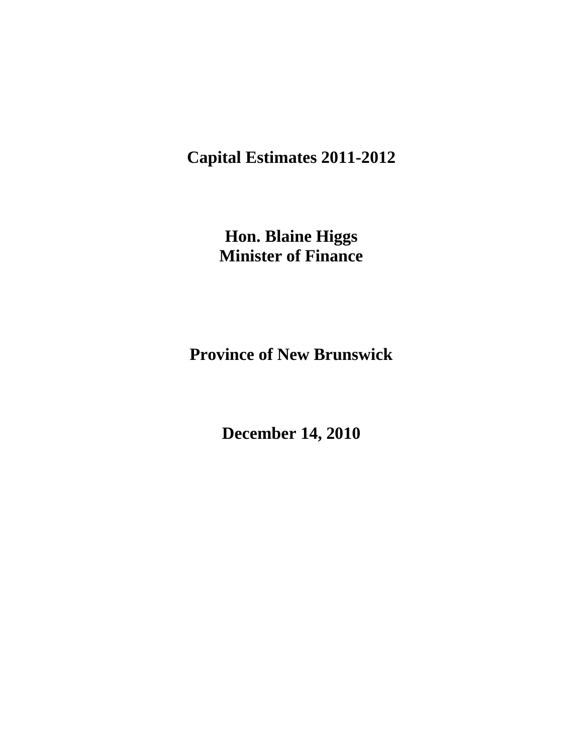# Capital Estimates 2011-2012

**Hon. Blaine Higgs**
**Minister of Finance**

**Province of New Brunswick**

**December 14, 2010**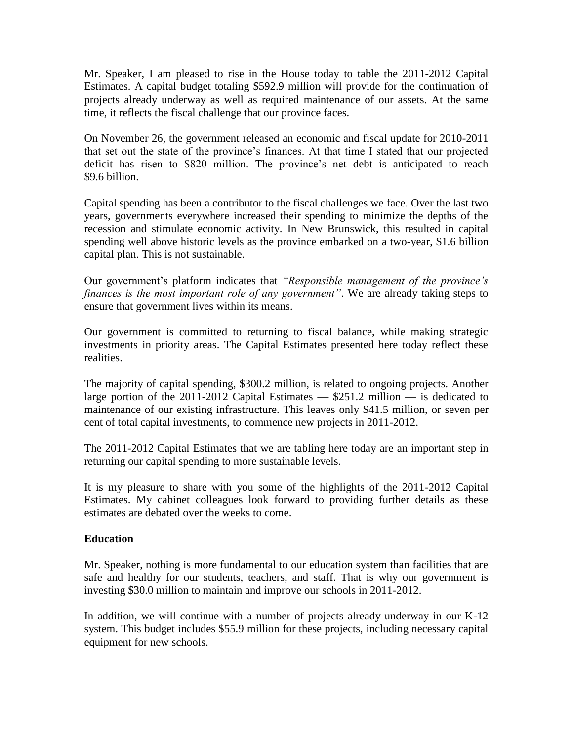Mr. Speaker, I am pleased to rise in the House today to table the 2011-2012 Capital Estimates. A capital budget totaling $592.9 million will provide for the continuation of projects already underway as well as required maintenance of our assets. At the same time, it reflects the fiscal challenge that our province faces.

On November 26, the government released an economic and fiscal update for 2010-2011 that set out the state of the province's finances. At that time I stated that our projected deficit has risen to $820 million. The province's net debt is anticipated to reach $9.6 billion.

Capital spending has been a contributor to the fiscal challenges we face. Over the last two years, governments everywhere increased their spending to minimize the depths of the recession and stimulate economic activity. In New Brunswick, this resulted in capital spending well above historic levels as the province embarked on a two-year, $1.6 billion capital plan. This is not sustainable.

Our government's platform indicates that *"Responsible management of the province's finances is the most important role of any government"*. We are already taking steps to ensure that government lives within its means.

Our government is committed to returning to fiscal balance, while making strategic investments in priority areas. The Capital Estimates presented here today reflect these realities.

The majority of capital spending, $300.2 million, is related to ongoing projects. Another large portion of the 2011-2012 Capital Estimates — $251.2 million — is dedicated to maintenance of our existing infrastructure. This leaves only $41.5 million, or seven per cent of total capital investments, to commence new projects in 2011-2012.

The 2011-2012 Capital Estimates that we are tabling here today are an important step in returning our capital spending to more sustainable levels.

It is my pleasure to share with you some of the highlights of the 2011-2012 Capital Estimates. My cabinet colleagues look forward to providing further details as these estimates are debated over the weeks to come.

**Education**

Mr. Speaker, nothing is more fundamental to our education system than facilities that are safe and healthy for our students, teachers, and staff. That is why our government is investing $30.0 million to maintain and improve our schools in 2011-2012.

In addition, we will continue with a number of projects already underway in our K-12 system. This budget includes $55.9 million for these projects, including necessary capital equipment for new schools.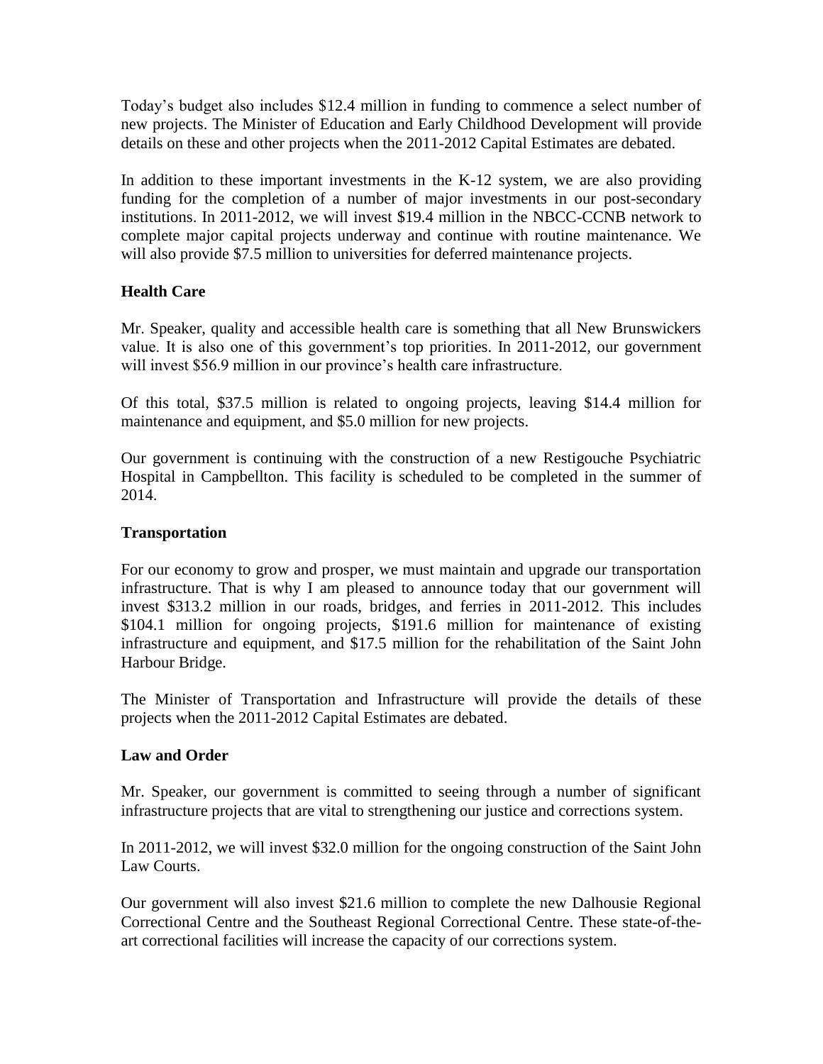Today's budget also includes $12.4 million in funding to commence a select number of new projects. The Minister of Education and Early Childhood Development will provide details on these and other projects when the 2011-2012 Capital Estimates are debated.

In addition to these important investments in the K-12 system, we are also providing funding for the completion of a number of major investments in our post-secondary institutions. In 2011-2012, we will invest $19.4 million in the NBCC-CCNB network to complete major capital projects underway and continue with routine maintenance. We will also provide $7.5 million to universities for deferred maintenance projects.

**Health Care**

Mr. Speaker, quality and accessible health care is something that all New Brunswickers value. It is also one of this government's top priorities. In 2011-2012, our government will invest $56.9 million in our province's health care infrastructure.

Of this total, $37.5 million is related to ongoing projects, leaving $14.4 million for maintenance and equipment, and $5.0 million for new projects.

Our government is continuing with the construction of a new Restigouche Psychiatric Hospital in Campbellton. This facility is scheduled to be completed in the summer of 2014.

**Transportation**

For our economy to grow and prosper, we must maintain and upgrade our transportation infrastructure. That is why I am pleased to announce today that our government will invest $313.2 million in our roads, bridges, and ferries in 2011-2012. This includes $104.1 million for ongoing projects, $191.6 million for maintenance of existing infrastructure and equipment, and $17.5 million for the rehabilitation of the Saint John Harbour Bridge.

The Minister of Transportation and Infrastructure will provide the details of these projects when the 2011-2012 Capital Estimates are debated.

**Law and Order**

Mr. Speaker, our government is committed to seeing through a number of significant infrastructure projects that are vital to strengthening our justice and corrections system.

In 2011-2012, we will invest $32.0 million for the ongoing construction of the Saint John Law Courts.

Our government will also invest $21.6 million to complete the new Dalhousie Regional Correctional Centre and the Southeast Regional Correctional Centre. These state-of-the-art correctional facilities will increase the capacity of our corrections system.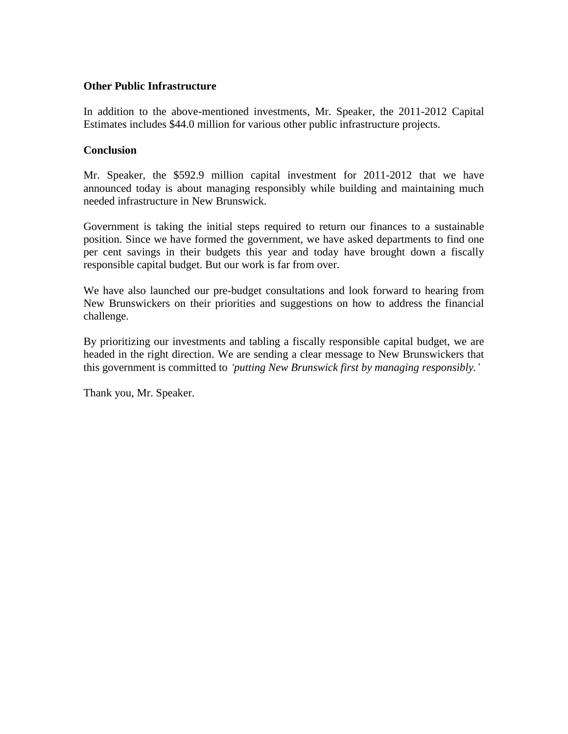**Other Public Infrastructure**

In addition to the above-mentioned investments, Mr. Speaker, the 2011-2012 Capital Estimates includes $44.0 million for various other public infrastructure projects.

**Conclusion**

Mr. Speaker, the $592.9 million capital investment for 2011-2012 that we have announced today is about managing responsibly while building and maintaining much needed infrastructure in New Brunswick.

Government is taking the initial steps required to return our finances to a sustainable position. Since we have formed the government, we have asked departments to find one per cent savings in their budgets this year and today have brought down a fiscally responsible capital budget. But our work is far from over.

We have also launched our pre-budget consultations and look forward to hearing from New Brunswickers on their priorities and suggestions on how to address the financial challenge.

By prioritizing our investments and tabling a fiscally responsible capital budget, we are headed in the right direction. We are sending a clear message to New Brunswickers that this government is committed to *'putting New Brunswick first by managing responsibly.'*

Thank you, Mr. Speaker.